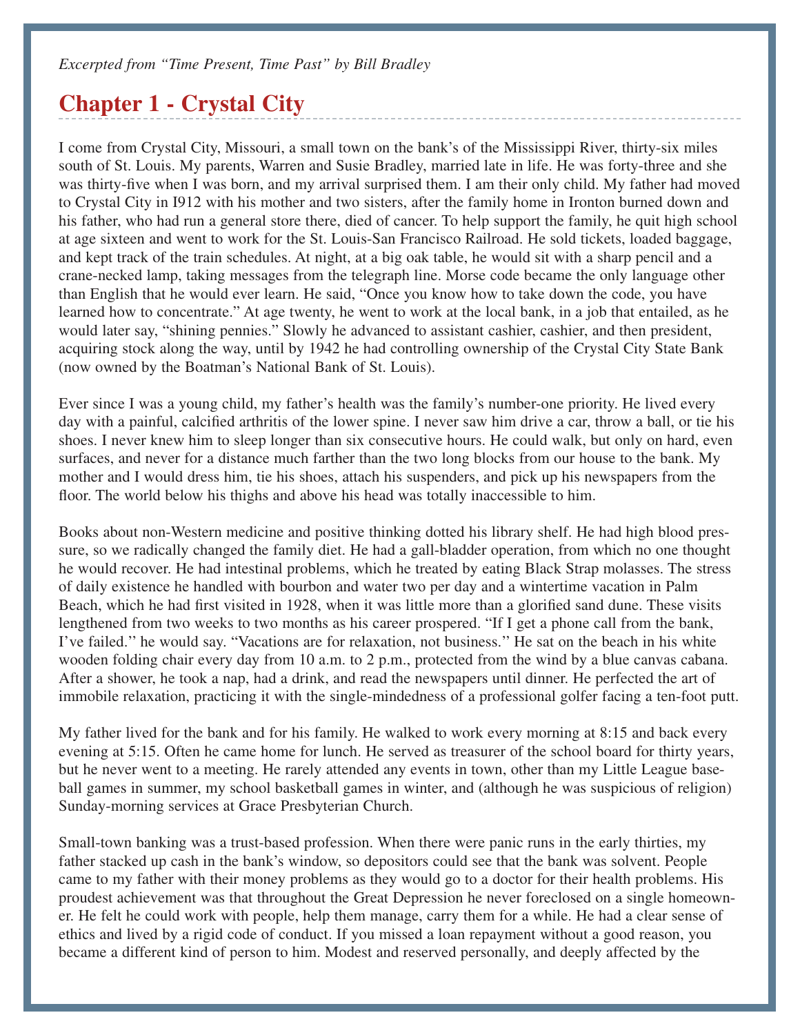*Excerpted from "Time Present, Time Past" by Bill Bradley*

## Chapter 1 - Crystal City

I come from Crystal City, Missouri, a small town on the bank's of the Mississippi River, thirty-six miles south of St. Louis. My parents, Warren and Susie Bradley, married late in life. He was forty-three and she was thirty-five when I was born, and my arrival surprised them. I am their only child. My father had moved to Crystal City in I912 with his mother and two sisters, after the family home in Ironton burned down and his father, who had run a general store there, died of cancer. To help support the family, he quit high school at age sixteen and went to work for the St. Louis-San Francisco Railroad. He sold tickets, loaded baggage, and kept track of the train schedules. At night, at a big oak table, he would sit with a sharp pencil and a crane-necked lamp, taking messages from the telegraph line. Morse code became the only language other than English that he would ever learn. He said, "Once you know how to take down the code, you have learned how to concentrate." At age twenty, he went to work at the local bank, in a job that entailed, as he would later say, "shining pennies." Slowly he advanced to assistant cashier, cashier, and then president, acquiring stock along the way, until by 1942 he had controlling ownership of the Crystal City State Bank (now owned by the Boatman's National Bank of St. Louis).

Ever since I was a young child, my father's health was the family's number-one priority. He lived every day with a painful, calcified arthritis of the lower spine. I never saw him drive a car, throw a ball, or tie his shoes. I never knew him to sleep longer than six consecutive hours. He could walk, but only on hard, even surfaces, and never for a distance much farther than the two long blocks from our house to the bank. My mother and I would dress him, tie his shoes, attach his suspenders, and pick up his newspapers from the floor. The world below his thighs and above his head was totally inaccessible to him.

Books about non-Western medicine and positive thinking dotted his library shelf. He had high blood pressure, so we radically changed the family diet. He had a gall-bladder operation, from which no one thought he would recover. He had intestinal problems, which he treated by eating Black Strap molasses. The stress of daily existence he handled with bourbon and water two per day and a wintertime vacation in Palm Beach, which he had first visited in 1928, when it was little more than a glorified sand dune. These visits lengthened from two weeks to two months as his career prospered. "If I get a phone call from the bank, I've failed." he would say. "Vacations are for relaxation, not business." He sat on the beach in his white wooden folding chair every day from 10 a.m. to 2 p.m., protected from the wind by a blue canvas cabana. After a shower, he took a nap, had a drink, and read the newspapers until dinner. He perfected the art of immobile relaxation, practicing it with the single-mindedness of a professional golfer facing a ten-foot putt.

My father lived for the bank and for his family. He walked to work every morning at 8:15 and back every evening at 5:15. Often he came home for lunch. He served as treasurer of the school board for thirty years, but he never went to a meeting. He rarely attended any events in town, other than my Little League baseball games in summer, my school basketball games in winter, and (although he was suspicious of religion) Sunday-morning services at Grace Presbyterian Church.

Small-town banking was a trust-based profession. When there were panic runs in the early thirties, my father stacked up cash in the bank's window, so depositors could see that the bank was solvent. People came to my father with their money problems as they would go to a doctor for their health problems. His proudest achievement was that throughout the Great Depression he never foreclosed on a single homeowner. He felt he could work with people, help them manage, carry them for a while. He had a clear sense of ethics and lived by a rigid code of conduct. If you missed a loan repayment without a good reason, you became a different kind of person to him. Modest and reserved personally, and deeply affected by the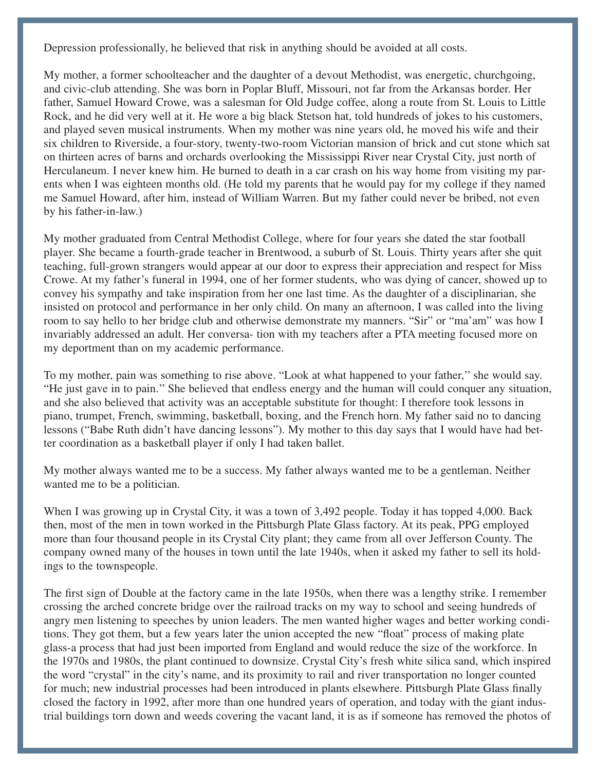Depression professionally, he believed that risk in anything should be avoided at all costs.

My mother, a former schoolteacher and the daughter of a devout Methodist, was energetic, churchgoing, and civic-club attending. She was born in Poplar Bluff, Missouri, not far from the Arkansas border. Her father, Samuel Howard Crowe, was a salesman for Old Judge coffee, along a route from St. Louis to Little Rock, and he did very well at it. He wore a big black Stetson hat, told hundreds of jokes to his customers, and played seven musical instruments. When my mother was nine years old, he moved his wife and their six children to Riverside, a four-story, twenty-two-room Victorian mansion of brick and cut stone which sat on thirteen acres of barns and orchards overlooking the Mississippi River near Crystal City, just north of Herculaneum. I never knew him. He burned to death in a car crash on his way home from visiting my parents when I was eighteen months old. (He told my parents that he would pay for my college if they named me Samuel Howard, after him, instead of William Warren. But my father could never be bribed, not even by his father-in-law.)

My mother graduated from Central Methodist College, where for four years she dated the star football player. She became a fourth-grade teacher in Brentwood, a suburb of St. Louis. Thirty years after she quit teaching, full-grown strangers would appear at our door to express their appreciation and respect for Miss Crowe. At my father's funeral in 1994, one of her former students, who was dying of cancer, showed up to convey his sympathy and take inspiration from her one last time. As the daughter of a disciplinarian, she insisted on protocol and performance in her only child. On many an afternoon, I was called into the living room to say hello to her bridge club and otherwise demonstrate my manners. "Sir" or "ma'am" was how I invariably addressed an adult. Her conversation with my teachers after a PTA meeting focused more on my deportment than on my academic performance.

To my mother, pain was something to rise above. "Look at what happened to your father," she would say. "He just gave in to pain." She believed that endless energy and the human will could conquer any situation, and she also believed that activity was an acceptable substitute for thought: I therefore took lessons in piano, trumpet, French, swimming, basketball, boxing, and the French horn. My father said no to dancing lessons ("Babe Ruth didn't have dancing lessons"). My mother to this day says that I would have had better coordination as a basketball player if only I had taken ballet.

My mother always wanted me to be a success. My father always wanted me to be a gentleman. Neither wanted me to be a politician.

When I was growing up in Crystal City, it was a town of 3,492 people. Today it has topped 4,000. Back then, most of the men in town worked in the Pittsburgh Plate Glass factory. At its peak, PPG employed more than four thousand people in its Crystal City plant; they came from all over Jefferson County. The company owned many of the houses in town until the late 1940s, when it asked my father to sell its holdings to the townspeople.

The first sign of Double at the factory came in the late 1950s, when there was a lengthy strike. I remember crossing the arched concrete bridge over the railroad tracks on my way to school and seeing hundreds of angry men listening to speeches by union leaders. The men wanted higher wages and better working conditions. They got them, but a few years later the union accepted the new "float" process of making plate glass-a process that had just been imported from England and would reduce the size of the workforce. In the 1970s and 1980s, the plant continued to downsize. Crystal City's fresh white silica sand, which inspired the word "crystal" in the city's name, and its proximity to rail and river transportation no longer counted for much; new industrial processes had been introduced in plants elsewhere. Pittsburgh Plate Glass finally closed the factory in 1992, after more than one hundred years of operation, and today with the giant industrial buildings torn down and weeds covering the vacant land, it is as if someone has removed the photos of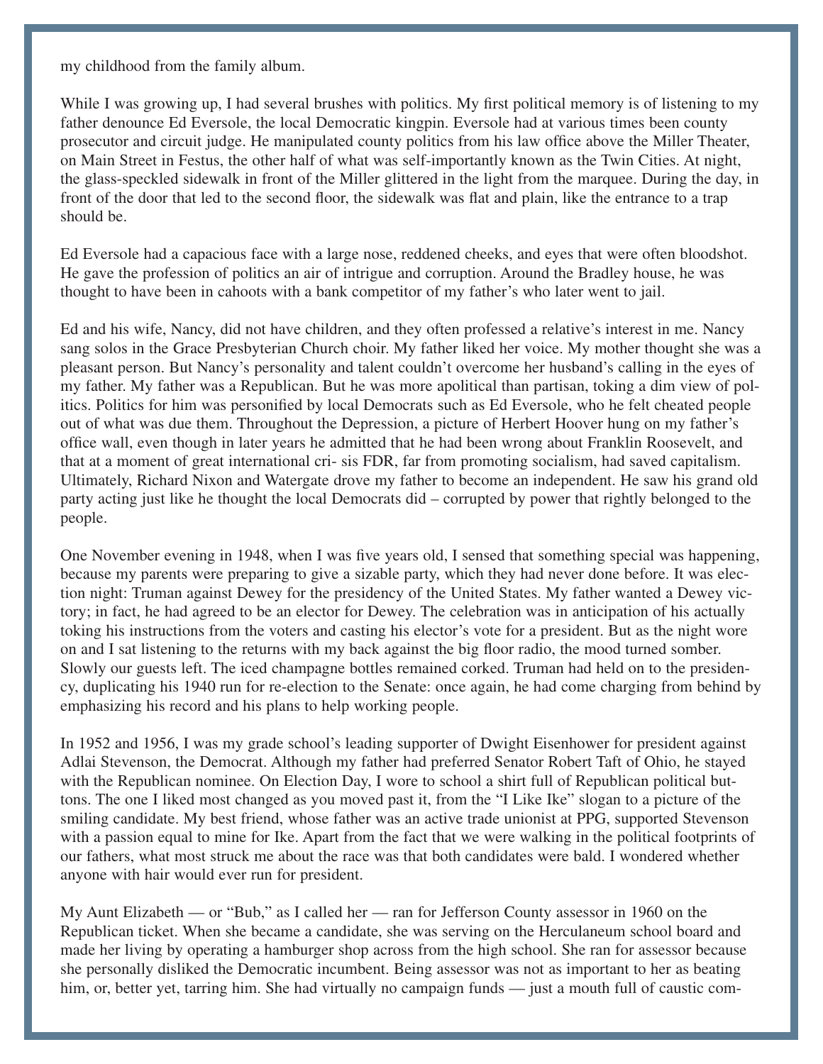my childhood from the family album.

While I was growing up, I had several brushes with politics. My first political memory is of listening to my father denounce Ed Eversole, the local Democratic kingpin. Eversole had at various times been county prosecutor and circuit judge. He manipulated county politics from his law office above the Miller Theater, on Main Street in Festus, the other half of what was self-importantly known as the Twin Cities. At night, the glass-speckled sidewalk in front of the Miller glittered in the light from the marquee. During the day, in front of the door that led to the second floor, the sidewalk was flat and plain, like the entrance to a trap should be.

Ed Eversole had a capacious face with a large nose, reddened cheeks, and eyes that were often bloodshot. He gave the profession of politics an air of intrigue and corruption. Around the Bradley house, he was thought to have been in cahoots with a bank competitor of my father's who later went to jail.

Ed and his wife, Nancy, did not have children, and they often professed a relative's interest in me. Nancy sang solos in the Grace Presbyterian Church choir. My father liked her voice. My mother thought she was a pleasant person. But Nancy's personality and talent couldn't overcome her husband's calling in the eyes of my father. My father was a Republican. But he was more apolitical than partisan, toking a dim view of politics. Politics for him was personified by local Democrats such as Ed Eversole, who he felt cheated people out of what was due them. Throughout the Depression, a picture of Herbert Hoover hung on my father's office wall, even though in later years he admitted that he had been wrong about Franklin Roosevelt, and that at a moment of great international cri- sis FDR, far from promoting socialism, had saved capitalism. Ultimately, Richard Nixon and Watergate drove my father to become an independent. He saw his grand old party acting just like he thought the local Democrats did – corrupted by power that rightly belonged to the people.

One November evening in 1948, when I was five years old, I sensed that something special was happening, because my parents were preparing to give a sizable party, which they had never done before. It was election night: Truman against Dewey for the presidency of the United States. My father wanted a Dewey victory; in fact, he had agreed to be an elector for Dewey. The celebration was in anticipation of his actually toking his instructions from the voters and casting his elector's vote for a president. But as the night wore on and I sat listening to the returns with my back against the big floor radio, the mood turned somber. Slowly our guests left. The iced champagne bottles remained corked. Truman had held on to the presidency, duplicating his 1940 run for re-election to the Senate: once again, he had come charging from behind by emphasizing his record and his plans to help working people.

In 1952 and 1956, I was my grade school's leading supporter of Dwight Eisenhower for president against Adlai Stevenson, the Democrat. Although my father had preferred Senator Robert Taft of Ohio, he stayed with the Republican nominee. On Election Day, I wore to school a shirt full of Republican political buttons. The one I liked most changed as you moved past it, from the "I Like Ike" slogan to a picture of the smiling candidate. My best friend, whose father was an active trade unionist at PPG, supported Stevenson with a passion equal to mine for Ike. Apart from the fact that we were walking in the political footprints of our fathers, what most struck me about the race was that both candidates were bald. I wondered whether anyone with hair would ever run for president.

My Aunt Elizabeth — or "Bub," as I called her — ran for Jefferson County assessor in 1960 on the Republican ticket. When she became a candidate, she was serving on the Herculaneum school board and made her living by operating a hamburger shop across from the high school. She ran for assessor because she personally disliked the Democratic incumbent. Being assessor was not as important to her as beating him, or, better yet, tarring him. She had virtually no campaign funds — just a mouth full of caustic com-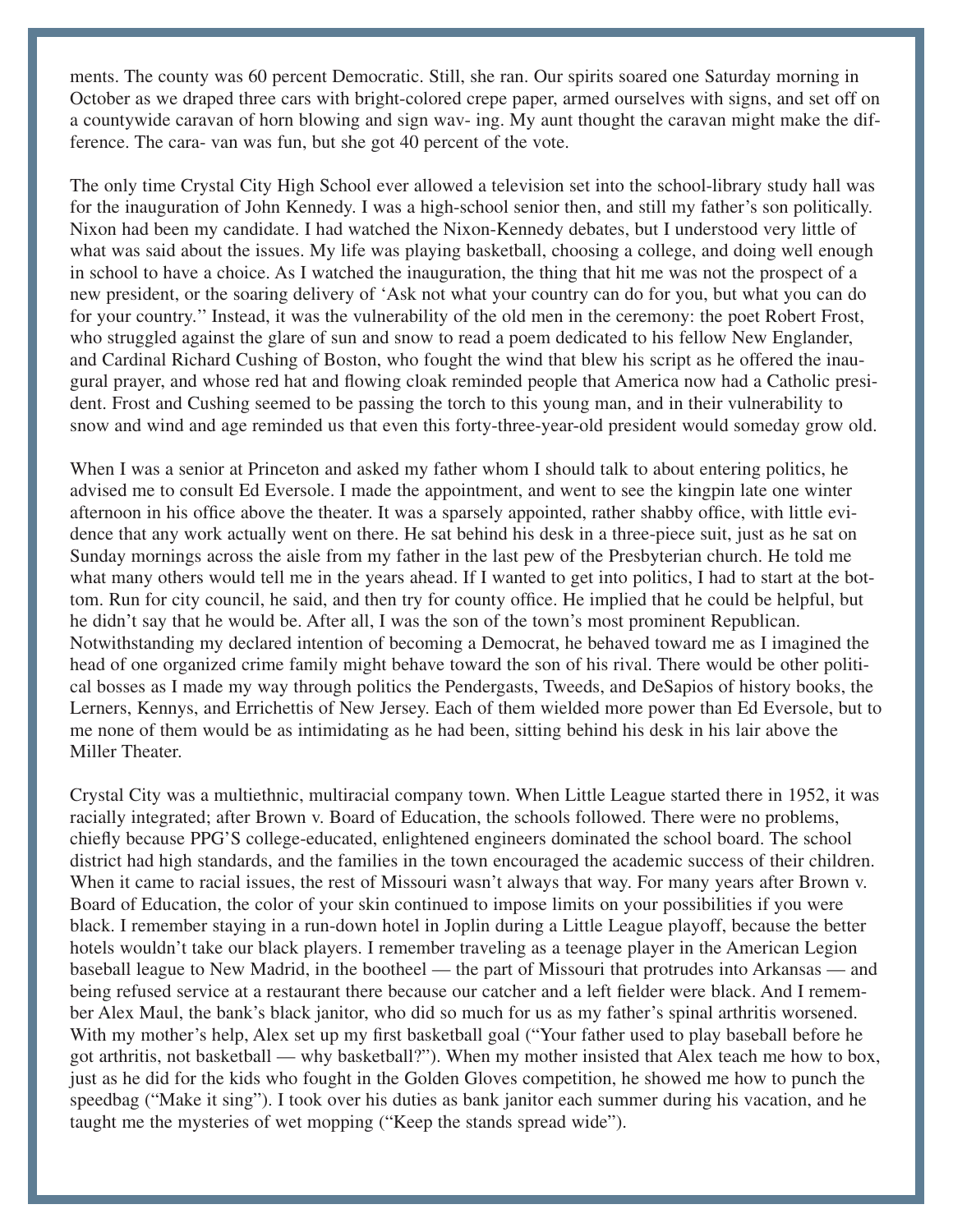ments. The county was 60 percent Democratic. Still, she ran. Our spirits soared one Saturday morning in October as we draped three cars with bright-colored crepe paper, armed ourselves with signs, and set off on a countywide caravan of horn blowing and sign waving. My aunt thought the caravan might make the difference. The caravan was fun, but she got 40 percent of the vote.

The only time Crystal City High School ever allowed a television set into the school-library study hall was for the inauguration of John Kennedy. I was a high-school senior then, and still my father's son politically. Nixon had been my candidate. I had watched the Nixon-Kennedy debates, but I understood very little of what was said about the issues. My life was playing basketball, choosing a college, and doing well enough in school to have a choice. As I watched the inauguration, the thing that hit me was not the prospect of a new president, or the soaring delivery of 'Ask not what your country can do for you, but what you can do for your country.'' Instead, it was the vulnerability of the old men in the ceremony: the poet Robert Frost, who struggled against the glare of sun and snow to read a poem dedicated to his fellow New Englander, and Cardinal Richard Cushing of Boston, who fought the wind that blew his script as he offered the inaugural prayer, and whose red hat and flowing cloak reminded people that America now had a Catholic president. Frost and Cushing seemed to be passing the torch to this young man, and in their vulnerability to snow and wind and age reminded us that even this forty-three-year-old president would someday grow old.

When I was a senior at Princeton and asked my father whom I should talk to about entering politics, he advised me to consult Ed Eversole. I made the appointment, and went to see the kingpin late one winter afternoon in his office above the theater. It was a sparsely appointed, rather shabby office, with little evidence that any work actually went on there. He sat behind his desk in a three-piece suit, just as he sat on Sunday mornings across the aisle from my father in the last pew of the Presbyterian church. He told me what many others would tell me in the years ahead. If I wanted to get into politics, I had to start at the bottom. Run for city council, he said, and then try for county office. He implied that he could be helpful, but he didn't say that he would be. After all, I was the son of the town's most prominent Republican. Notwithstanding my declared intention of becoming a Democrat, he behaved toward me as I imagined the head of one organized crime family might behave toward the son of his rival. There would be other political bosses as I made my way through politics the Pendergasts, Tweeds, and DeSapios of history books, the Lerners, Kennys, and Errichettis of New Jersey. Each of them wielded more power than Ed Eversole, but to me none of them would be as intimidating as he had been, sitting behind his desk in his lair above the Miller Theater.

Crystal City was a multiethnic, multiracial company town. When Little League started there in 1952, it was racially integrated; after Brown v. Board of Education, the schools followed. There were no problems, chiefly because PPG'S college-educated, enlightened engineers dominated the school board. The school district had high standards, and the families in the town encouraged the academic success of their children. When it came to racial issues, the rest of Missouri wasn't always that way. For many years after Brown v. Board of Education, the color of your skin continued to impose limits on your possibilities if you were black. I remember staying in a run-down hotel in Joplin during a Little League playoff, because the better hotels wouldn't take our black players. I remember traveling as a teenage player in the American Legion baseball league to New Madrid, in the bootheel — the part of Missouri that protrudes into Arkansas — and being refused service at a restaurant there because our catcher and a left fielder were black. And I remember Alex Maul, the bank's black janitor, who did so much for us as my father's spinal arthritis worsened. With my mother's help, Alex set up my first basketball goal ("Your father used to play baseball before he got arthritis, not basketball — why basketball?"). When my mother insisted that Alex teach me how to box, just as he did for the kids who fought in the Golden Gloves competition, he showed me how to punch the speedbag ("Make it sing"). I took over his duties as bank janitor each summer during his vacation, and he taught me the mysteries of wet mopping ("Keep the stands spread wide").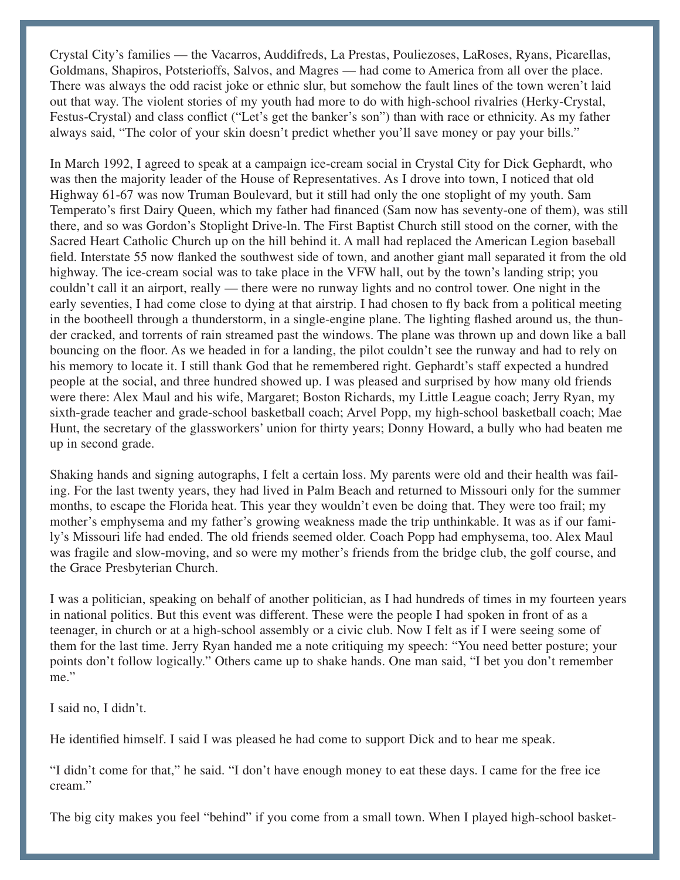Crystal City's families — the Vacarros, Auddifreds, La Prestas, Pouliezoses, LaRoses, Ryans, Picarellas, Goldmans, Shapiros, Potsterioffs, Salvos, and Magres — had come to America from all over the place. There was always the odd racist joke or ethnic slur, but somehow the fault lines of the town weren't laid out that way. The violent stories of my youth had more to do with high-school rivalries (Herky-Crystal, Festus-Crystal) and class conflict ("Let's get the banker's son") than with race or ethnicity. As my father always said, "The color of your skin doesn't predict whether you'll save money or pay your bills."

In March 1992, I agreed to speak at a campaign ice-cream social in Crystal City for Dick Gephardt, who was then the majority leader of the House of Representatives. As I drove into town, I noticed that old Highway 61-67 was now Truman Boulevard, but it still had only the one stoplight of my youth. Sam Temperato's first Dairy Queen, which my father had financed (Sam now has seventy-one of them), was still there, and so was Gordon's Stoplight Drive-ln. The First Baptist Church still stood on the corner, with the Sacred Heart Catholic Church up on the hill behind it. A mall had replaced the American Legion baseball field. Interstate 55 now flanked the southwest side of town, and another giant mall separated it from the old highway. The ice-cream social was to take place in the VFW hall, out by the town's landing strip; you couldn't call it an airport, really — there were no runway lights and no control tower. One night in the early seventies, I had come close to dying at that airstrip. I had chosen to fly back from a political meeting in the bootheell through a thunderstorm, in a single-engine plane. The lighting flashed around us, the thunder cracked, and torrents of rain streamed past the windows. The plane was thrown up and down like a ball bouncing on the floor. As we headed in for a landing, the pilot couldn't see the runway and had to rely on his memory to locate it. I still thank God that he remembered right. Gephardt's staff expected a hundred people at the social, and three hundred showed up. I was pleased and surprised by how many old friends were there: Alex Maul and his wife, Margaret; Boston Richards, my Little League coach; Jerry Ryan, my sixth-grade teacher and grade-school basketball coach; Arvel Popp, my high-school basketball coach; Mae Hunt, the secretary of the glassworkers' union for thirty years; Donny Howard, a bully who had beaten me up in second grade.

Shaking hands and signing autographs, I felt a certain loss. My parents were old and their health was failing. For the last twenty years, they had lived in Palm Beach and returned to Missouri only for the summer months, to escape the Florida heat. This year they wouldn't even be doing that. They were too frail; my mother's emphysema and my father's growing weakness made the trip unthinkable. It was as if our family's Missouri life had ended. The old friends seemed older. Coach Popp had emphysema, too. Alex Maul was fragile and slow-moving, and so were my mother's friends from the bridge club, the golf course, and the Grace Presbyterian Church.

I was a politician, speaking on behalf of another politician, as I had hundreds of times in my fourteen years in national politics. But this event was different. These were the people I had spoken in front of as a teenager, in church or at a high-school assembly or a civic club. Now I felt as if I were seeing some of them for the last time. Jerry Ryan handed me a note critiquing my speech: "You need better posture; your points don't follow logically." Others came up to shake hands. One man said, "I bet you don't remember me."

I said no, I didn't.

He identified himself. I said I was pleased he had come to support Dick and to hear me speak.

"I didn't come for that," he said. "I don't have enough money to eat these days. I came for the free ice cream."

The big city makes you feel "behind" if you come from a small town. When I played high-school basket-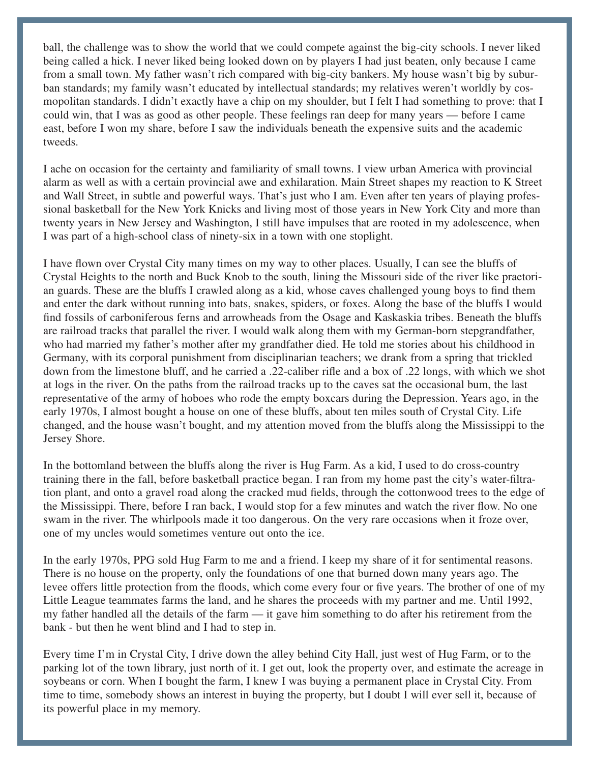ball, the challenge was to show the world that we could compete against the big-city schools. I never liked being called a hick. I never liked being looked down on by players I had just beaten, only because I came from a small town. My father wasn't rich compared with big-city bankers. My house wasn't big by suburban standards; my family wasn't educated by intellectual standards; my relatives weren't worldly by cosmopolitan standards. I didn't exactly have a chip on my shoulder, but I felt I had something to prove: that I could win, that I was as good as other people. These feelings ran deep for many years — before I came east, before I won my share, before I saw the individuals beneath the expensive suits and the academic tweeds.

I ache on occasion for the certainty and familiarity of small towns. I view urban America with provincial alarm as well as with a certain provincial awe and exhilaration. Main Street shapes my reaction to K Street and Wall Street, in subtle and powerful ways. That's just who I am. Even after ten years of playing professional basketball for the New York Knicks and living most of those years in New York City and more than twenty years in New Jersey and Washington, I still have impulses that are rooted in my adolescence, when I was part of a high-school class of ninety-six in a town with one stoplight.

I have flown over Crystal City many times on my way to other places. Usually, I can see the bluffs of Crystal Heights to the north and Buck Knob to the south, lining the Missouri side of the river like praetorian guards. These are the bluffs I crawled along as a kid, whose caves challenged young boys to find them and enter the dark without running into bats, snakes, spiders, or foxes. Along the base of the bluffs I would find fossils of carboniferous ferns and arrowheads from the Osage and Kaskaskia tribes. Beneath the bluffs are railroad tracks that parallel the river. I would walk along them with my German-born stepgrandfather, who had married my father's mother after my grandfather died. He told me stories about his childhood in Germany, with its corporal punishment from disciplinarian teachers; we drank from a spring that trickled down from the limestone bluff, and he carried a .22-caliber rifle and a box of .22 longs, with which we shot at logs in the river. On the paths from the railroad tracks up to the caves sat the occasional bum, the last representative of the army of hoboes who rode the empty boxcars during the Depression. Years ago, in the early 1970s, I almost bought a house on one of these bluffs, about ten miles south of Crystal City. Life changed, and the house wasn't bought, and my attention moved from the bluffs along the Mississippi to the Jersey Shore.

In the bottomland between the bluffs along the river is Hug Farm. As a kid, I used to do cross-country training there in the fall, before basketball practice began. I ran from my home past the city's water-filtration plant, and onto a gravel road along the cracked mud fields, through the cottonwood trees to the edge of the Mississippi. There, before I ran back, I would stop for a few minutes and watch the river flow. No one swam in the river. The whirlpools made it too dangerous. On the very rare occasions when it froze over, one of my uncles would sometimes venture out onto the ice.

In the early 1970s, PPG sold Hug Farm to me and a friend. I keep my share of it for sentimental reasons. There is no house on the property, only the foundations of one that burned down many years ago. The levee offers little protection from the floods, which come every four or five years. The brother of one of my Little League teammates farms the land, and he shares the proceeds with my partner and me. Until 1992, my father handled all the details of the farm — it gave him something to do after his retirement from the bank - but then he went blind and I had to step in.

Every time I'm in Crystal City, I drive down the alley behind City Hall, just west of Hug Farm, or to the parking lot of the town library, just north of it. I get out, look the property over, and estimate the acreage in soybeans or corn. When I bought the farm, I knew I was buying a permanent place in Crystal City. From time to time, somebody shows an interest in buying the property, but I doubt I will ever sell it, because of its powerful place in my memory.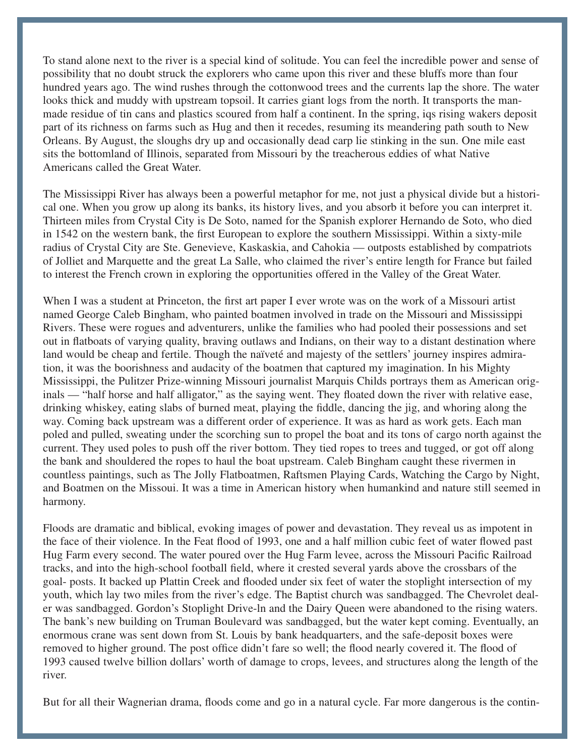To stand alone next to the river is a special kind of solitude. You can feel the incredible power and sense of possibility that no doubt struck the explorers who came upon this river and these bluffs more than four hundred years ago. The wind rushes through the cottonwood trees and the currents lap the shore. The water looks thick and muddy with upstream topsoil. It carries giant logs from the north. It transports the man-made residue of tin cans and plastics scoured from half a continent. In the spring, iqs rising wakers deposit part of its richness on farms such as Hug and then it recedes, resuming its meandering path south to New Orleans. By August, the sloughs dry up and occasionally dead carp lie stinking in the sun. One mile east sits the bottomland of Illinois, separated from Missouri by the treacherous eddies of what Native Americans called the Great Water.

The Mississippi River has always been a powerful metaphor for me, not just a physical divide but a historical one. When you grow up along its banks, its history lives, and you absorb it before you can interpret it. Thirteen miles from Crystal City is De Soto, named for the Spanish explorer Hernando de Soto, who died in 1542 on the western bank, the first European to explore the southern Mississippi. Within a sixty-mile radius of Crystal City are Ste. Genevieve, Kaskaskia, and Cahokia — outposts established by compatriots of Jolliet and Marquette and the great La Salle, who claimed the river's entire length for France but failed to interest the French crown in exploring the opportunities offered in the Valley of the Great Water.

When I was a student at Princeton, the first art paper I ever wrote was on the work of a Missouri artist named George Caleb Bingham, who painted boatmen involved in trade on the Missouri and Mississippi Rivers. These were rogues and adventurers, unlike the families who had pooled their possessions and set out in flatboats of varying quality, braving outlaws and Indians, on their way to a distant destination where land would be cheap and fertile. Though the naïveté and majesty of the settlers' journey inspires admiration, it was the boorishness and audacity of the boatmen that captured my imagination. In his Mighty Mississippi, the Pulitzer Prize-winning Missouri journalist Marquis Childs portrays them as American originals — "half horse and half alligator," as the saying went. They floated down the river with relative ease, drinking whiskey, eating slabs of burned meat, playing the fiddle, dancing the jig, and whoring along the way. Coming back upstream was a different order of experience. It was as hard as work gets. Each man poled and pulled, sweating under the scorching sun to propel the boat and its tons of cargo north against the current. They used poles to push off the river bottom. They tied ropes to trees and tugged, or got off along the bank and shouldered the ropes to haul the boat upstream. Caleb Bingham caught these rivermen in countless paintings, such as The Jolly Flatboatmen, Raftsmen Playing Cards, Watching the Cargo by Night, and Boatmen on the Missoui. It was a time in American history when humankind and nature still seemed in harmony.

Floods are dramatic and biblical, evoking images of power and devastation. They reveal us as impotent in the face of their violence. In the Feat flood of 1993, one and a half million cubic feet of water flowed past Hug Farm every second. The water poured over the Hug Farm levee, across the Missouri Pacific Railroad tracks, and into the high-school football field, where it crested several yards above the crossbars of the goal-posts. It backed up Plattin Creek and flooded under six feet of water the stoplight intersection of my youth, which lay two miles from the river's edge. The Baptist church was sandbagged. The Chevrolet dealer was sandbagged. Gordon's Stoplight Drive-ln and the Dairy Queen were abandoned to the rising waters. The bank's new building on Truman Boulevard was sandbagged, but the water kept coming. Eventually, an enormous crane was sent down from St. Louis by bank headquarters, and the safe-deposit boxes were removed to higher ground. The post office didn't fare so well; the flood nearly covered it. The flood of 1993 caused twelve billion dollars' worth of damage to crops, levees, and structures along the length of the river.

But for all their Wagnerian drama, floods come and go in a natural cycle. Far more dangerous is the contin-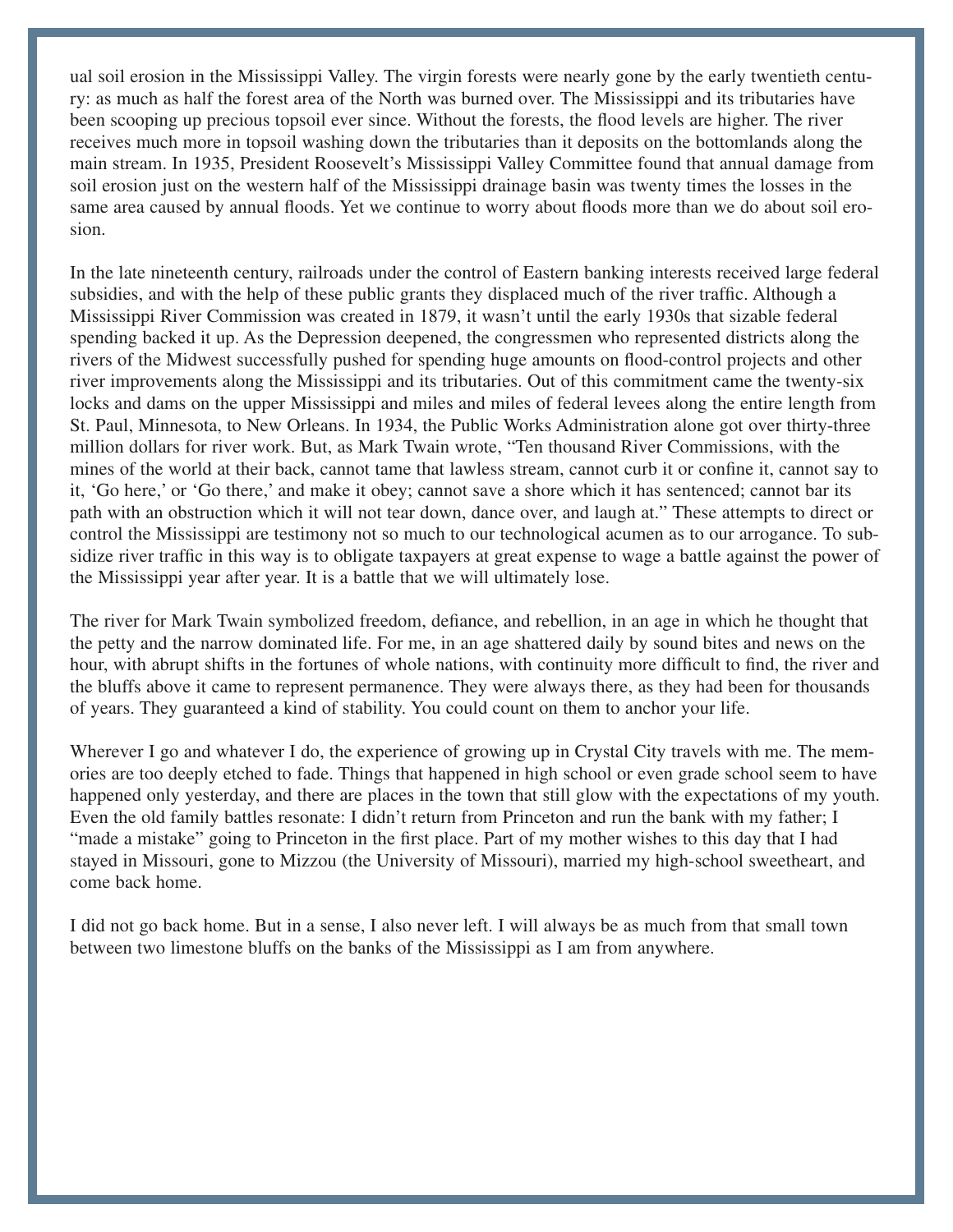ual soil erosion in the Mississippi Valley. The virgin forests were nearly gone by the early twentieth century: as much as half the forest area of the North was burned over. The Mississippi and its tributaries have been scooping up precious topsoil ever since. Without the forests, the flood levels are higher. The river receives much more in topsoil washing down the tributaries than it deposits on the bottomlands along the main stream. In 1935, President Roosevelt's Mississippi Valley Committee found that annual damage from soil erosion just on the western half of the Mississippi drainage basin was twenty times the losses in the same area caused by annual floods. Yet we continue to worry about floods more than we do about soil erosion.

In the late nineteenth century, railroads under the control of Eastern banking interests received large federal subsidies, and with the help of these public grants they displaced much of the river traffic. Although a Mississippi River Commission was created in 1879, it wasn't until the early 1930s that sizable federal spending backed it up. As the Depression deepened, the congressmen who represented districts along the rivers of the Midwest successfully pushed for spending huge amounts on flood-control projects and other river improvements along the Mississippi and its tributaries. Out of this commitment came the twenty-six locks and dams on the upper Mississippi and miles and miles of federal levees along the entire length from St. Paul, Minnesota, to New Orleans. In 1934, the Public Works Administration alone got over thirty-three million dollars for river work. But, as Mark Twain wrote, "Ten thousand River Commissions, with the mines of the world at their back, cannot tame that lawless stream, cannot curb it or confine it, cannot say to it, 'Go here,' or 'Go there,' and make it obey; cannot save a shore which it has sentenced; cannot bar its path with an obstruction which it will not tear down, dance over, and laugh at." These attempts to direct or control the Mississippi are testimony not so much to our technological acumen as to our arrogance. To subsidize river traffic in this way is to obligate taxpayers at great expense to wage a battle against the power of the Mississippi year after year. It is a battle that we will ultimately lose.

The river for Mark Twain symbolized freedom, defiance, and rebellion, in an age in which he thought that the petty and the narrow dominated life. For me, in an age shattered daily by sound bites and news on the hour, with abrupt shifts in the fortunes of whole nations, with continuity more difficult to find, the river and the bluffs above it came to represent permanence. They were always there, as they had been for thousands of years. They guaranteed a kind of stability. You could count on them to anchor your life.

Wherever I go and whatever I do, the experience of growing up in Crystal City travels with me. The memories are too deeply etched to fade. Things that happened in high school or even grade school seem to have happened only yesterday, and there are places in the town that still glow with the expectations of my youth. Even the old family battles resonate: I didn't return from Princeton and run the bank with my father; I "made a mistake" going to Princeton in the first place. Part of my mother wishes to this day that I had stayed in Missouri, gone to Mizzou (the University of Missouri), married my high-school sweetheart, and come back home.

I did not go back home. But in a sense, I also never left. I will always be as much from that small town between two limestone bluffs on the banks of the Mississippi as I am from anywhere.